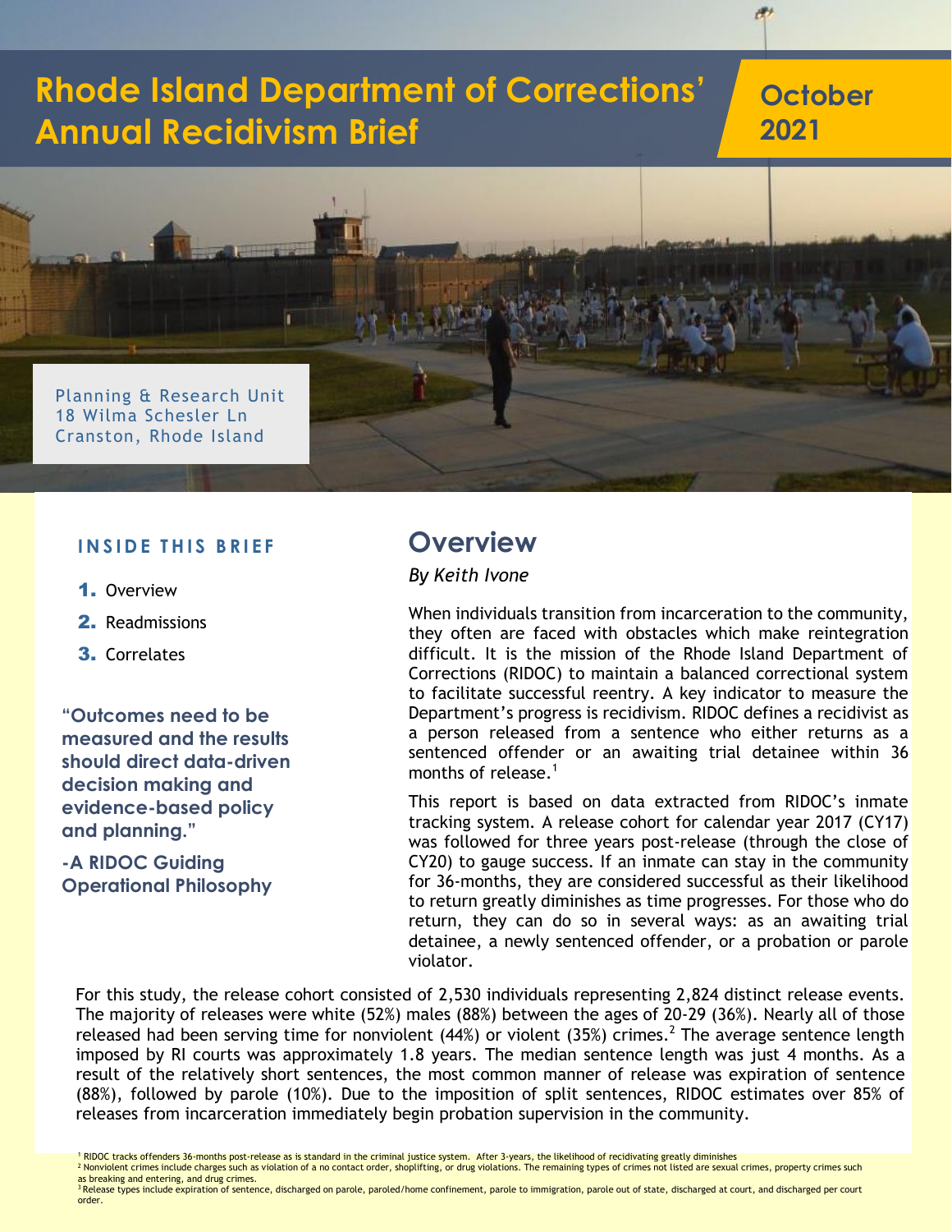# Rhode Island Department of Corrections' Annual Recidivism Brief

**October 2021**

Planning & Research Unit
18 Wilma Schesler Ln
Cranston, Rhode Island

**INSIDE THIS BRIEF**

1. Overview
2. Readmissions
3. Correlates

**"Outcomes need to be measured and the results should direct data-driven decision making and evidence-based policy and planning."**

**-A RIDOC Guiding Operational Philosophy**

## Overview

*By Keith Ivone*

When individuals transition from incarceration to the community, they often are faced with obstacles which make reintegration difficult. It is the mission of the Rhode Island Department of Corrections (RIDOC) to maintain a balanced correctional system to facilitate successful reentry. A key indicator to measure the Department's progress is recidivism. RIDOC defines a recidivist as a person released from a sentence who either returns as a sentenced offender or an awaiting trial detainee within 36 months of release.[1]

This report is based on data extracted from RIDOC's inmate tracking system. A release cohort for calendar year 2017 (CY17) was followed for three years post-release (through the close of CY20) to gauge success. If an inmate can stay in the community for 36-months, they are considered successful as their likelihood to return greatly diminishes as time progresses. For those who do return, they can do so in several ways: as an awaiting trial detainee, a newly sentenced offender, or a probation or parole violator.

For this study, the release cohort consisted of 2,530 individuals representing 2,824 distinct release events. The majority of releases were white (52%) males (88%) between the ages of 20-29 (36%). Nearly all of those released had been serving time for nonviolent (44%) or violent (35%) crimes.[2] The average sentence length imposed by RI courts was approximately 1.8 years. The median sentence length was just 4 months. As a result of the relatively short sentences, the most common manner of release was expiration of sentence (88%), followed by parole (10%). Due to the imposition of split sentences, RIDOC estimates over 85% of releases from incarceration immediately begin probation supervision in the community.

[1] RIDOC tracks offenders 36-months post-release as is standard in the criminal justice system. After 3-years, the likelihood of recidivating greatly diminishes

[2] Nonviolent crimes include charges such as violation of a no contact order, shoplifting, or drug violations. The remaining types of crimes not listed are sexual crimes, property crimes such as breaking and entering, and drug crimes.

[3] Release types include expiration of sentence, discharged on parole, paroled/home confinement, parole to immigration, parole out of state, discharged at court, and discharged per court order.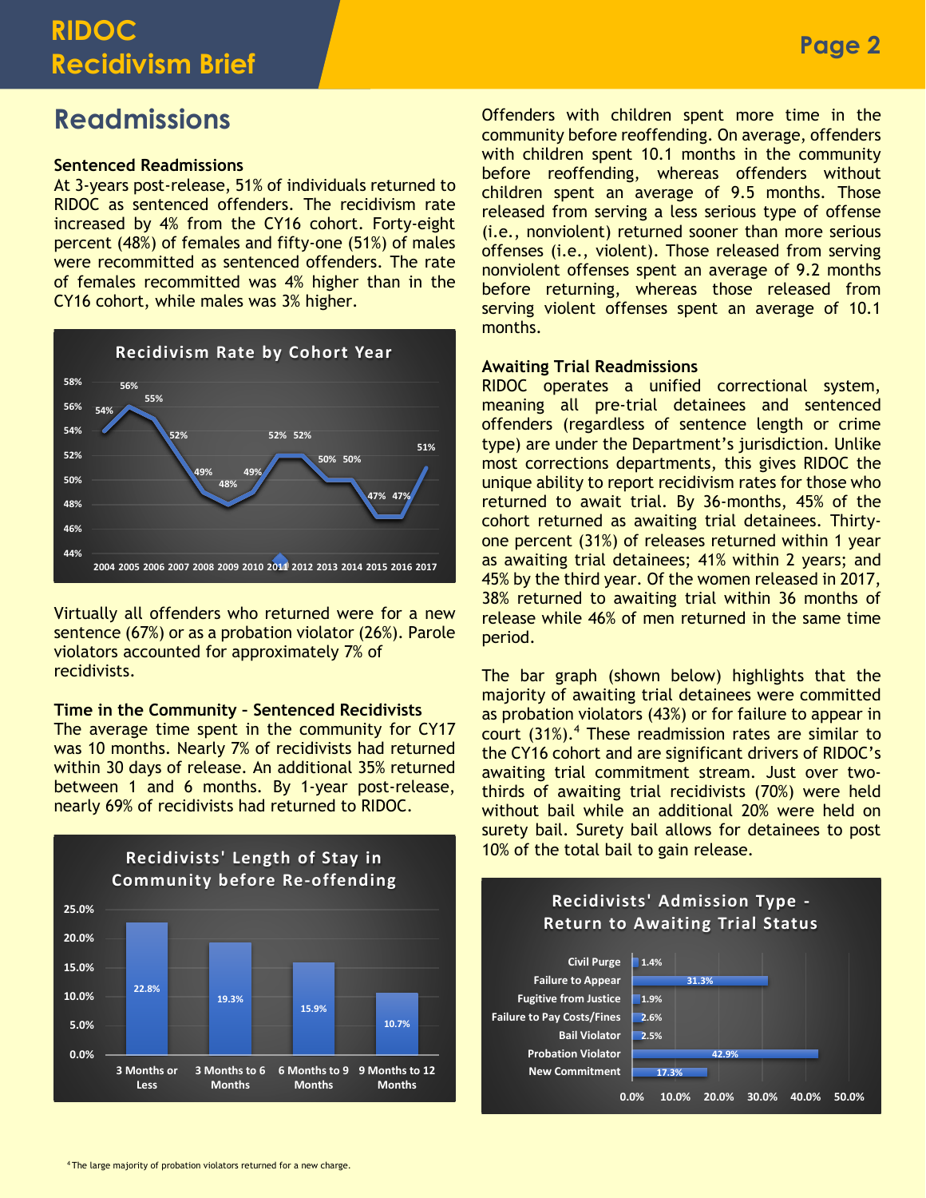## Readmissions

**Sentenced Readmissions**

At 3-years post-release, 51% of individuals returned to RIDOC as sentenced offenders. The recidivism rate increased by 4% from the CY16 cohort. Forty-eight percent (48%) of females and fifty-one (51%) of males were recommitted as sentenced offenders. The rate of females recommitted was 4% higher than in the CY16 cohort, while males was 3% higher.

**Recidivism Rate by Cohort Year**

| Year | 2004 | 2005 | 2006 | 2007 | 2008 | 2009 | 2010 | 2011 | 2012 | 2013 | 2014 | 2015 | 2016 | 2017 |
|---|---|---|---|---|---|---|---|---|---|---|---|---|---|---|
| Rate | 54% | 56% | 55% | 52% | 49% | 48% | 49% | 52% | 52% | 50% | 50% | 47% | 47% | 51% |

Virtually all offenders who returned were for a new sentence (67%) or as a probation violator (26%). Parole violators accounted for approximately 7% of recidivists.

**Time in the Community - Sentenced Recidivists**

The average time spent in the community for CY17 was 10 months. Nearly 7% of recidivists had returned within 30 days of release. An additional 35% returned between 1 and 6 months. By 1-year post-release, nearly 69% of recidivists had returned to RIDOC.

**Recidivists' Length of Stay in Community before Re-offending**

| 3 Months or Less | 3 Months to 6 Months | 6 Months to 9 Months | 9 Months to 12 Months |
|---|---|---|---|
| 22.8% | 19.3% | 15.9% | 10.7% |

Offenders with children spent more time in the community before reoffending. On average, offenders with children spent 10.1 months in the community before reoffending, whereas offenders without children spent an average of 9.5 months. Those released from serving a less serious type of offense (i.e., nonviolent) returned sooner than more serious offenses (i.e., violent). Those released from serving nonviolent offenses spent an average of 9.2 months before returning, whereas those released from serving violent offenses spent an average of 10.1 months.

**Awaiting Trial Readmissions**

RIDOC operates a unified correctional system, meaning all pre-trial detainees and sentenced offenders (regardless of sentence length or crime type) are under the Department's jurisdiction. Unlike most corrections departments, this gives RIDOC the unique ability to report recidivism rates for those who returned to await trial. By 36-months, 45% of the cohort returned as awaiting trial detainees. Thirty-one percent (31%) of releases returned within 1 year as awaiting trial detainees; 41% within 2 years; and 45% by the third year. Of the women released in 2017, 38% returned to awaiting trial within 36 months of release while 46% of men returned in the same time period.

The bar graph (shown below) highlights that the majority of awaiting trial detainees were committed as probation violators (43%) or for failure to appear in court (31%).[4] These readmission rates are similar to the CY16 cohort and are significant drivers of RIDOC's awaiting trial commitment stream. Just over two-thirds of awaiting trial recidivists (70%) were held without bail while an additional 20% were held on surety bail. Surety bail allows for detainees to post 10% of the total bail to gain release.

**Recidivists' Admission Type - Return to Awaiting Trial Status**

| Admission Type | Percent |
|---|---|
| Civil Purge | 1.4% |
| Failure to Appear | 31.3% |
| Fugitive from Justice | 1.9% |
| Failure to Pay Costs/Fines | 2.6% |
| Bail Violator | 2.5% |
| Probation Violator | 42.9% |
| New Commitment | 17.3% |

[4] The large majority of probation violators returned for a new charge.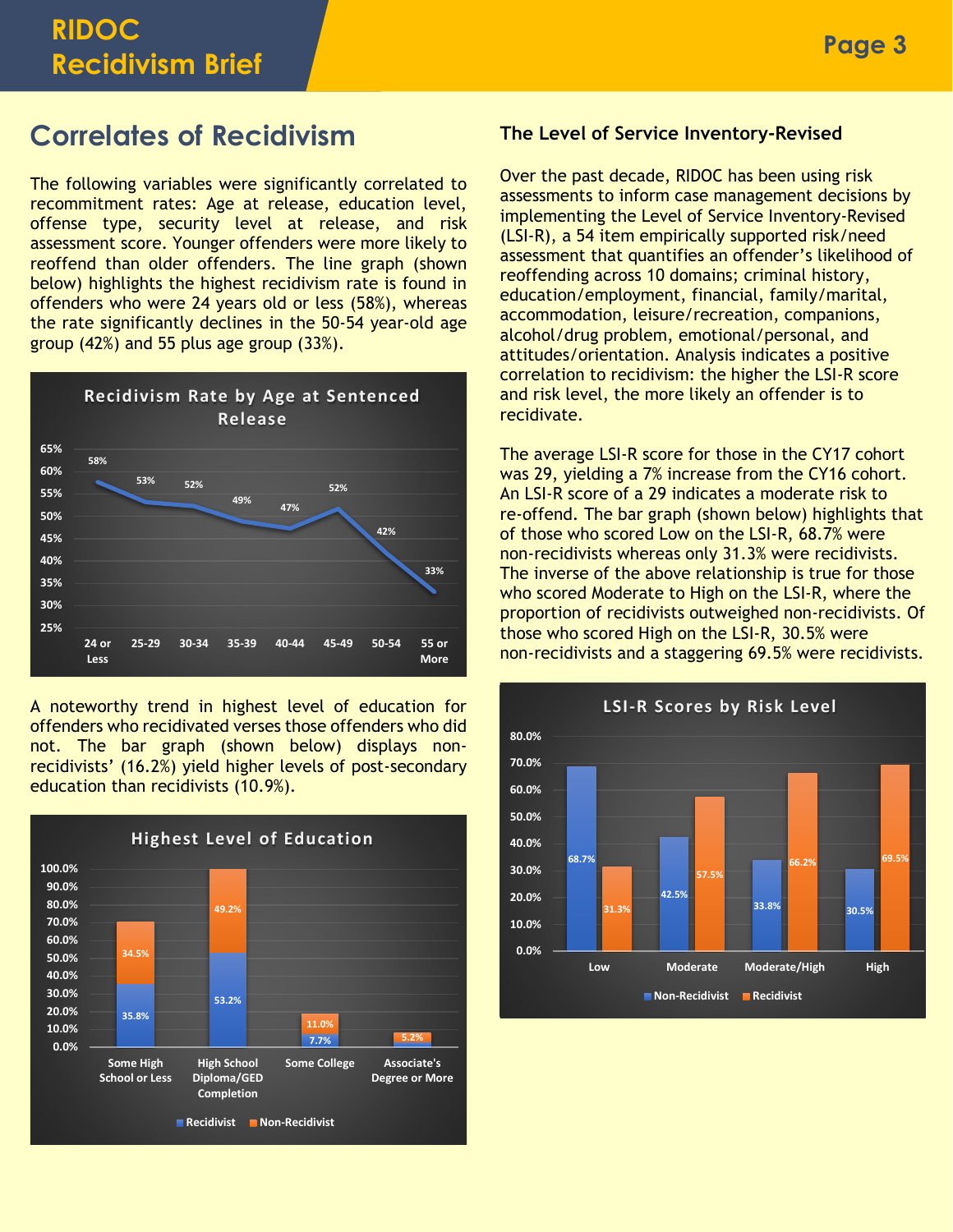## Correlates of Recidivism

The following variables were significantly correlated to recommitment rates: Age at release, education level, offense type, security level at release, and risk assessment score. Younger offenders were more likely to reoffend than older offenders. The line graph (shown below) highlights the highest recidivism rate is found in offenders who were 24 years old or less (58%), whereas the rate significantly declines in the 50-54 year-old age group (42%) and 55 plus age group (33%).

Recidivism Rate by Age at Sentenced Release

65%
60%
55%
50%
45%
40%
35%
30%
25%

58%
53%
52%
49%
47%
52%
42%
33%

24 or Less
25-29
30-34
35-39
40-44
45-49
50-54
55 or More

A noteworthy trend in highest level of education for offenders who recidivated verses those offenders who did not. The bar graph (shown below) displays non-recidivists' (16.2%) yield higher levels of post-secondary education than recidivists (10.9%).

Highest Level of Education

100.0%
90.0%
80.0%
70.0%
60.0%
50.0%
40.0%
30.0%
20.0%
10.0%
0.0%

34.5%
35.8%
49.2%
53.2%
11.0%
7.7%
5.2%

Some High School or Less
High School Diploma/GED Completion
Some College
Associate's Degree or More

Recidivist
Non-Recidivist

### The Level of Service Inventory-Revised

Over the past decade, RIDOC has been using risk assessments to inform case management decisions by implementing the Level of Service Inventory-Revised (LSI-R), a 54 item empirically supported risk/need assessment that quantifies an offender's likelihood of reoffending across 10 domains; criminal history, education/employment, financial, family/marital, accommodation, leisure/recreation, companions, alcohol/drug problem, emotional/personal, and attitudes/orientation. Analysis indicates a positive correlation to recidivism: the higher the LSI-R score and risk level, the more likely an offender is to recidivate.

The average LSI-R score for those in the CY17 cohort was 29, yielding a 7% increase from the CY16 cohort. An LSI-R score of a 29 indicates a moderate risk to re-offend. The bar graph (shown below) highlights that of those who scored Low on the LSI-R, 68.7% were non-recidivists whereas only 31.3% were recidivists. The inverse of the above relationship is true for those who scored Moderate to High on the LSI-R, where the proportion of recidivists outweighed non-recidivists. Of those who scored High on the LSI-R, 30.5% were non-recidivists and a staggering 69.5% were recidivists.

LSI-R Scores by Risk Level

80.0%
70.0%
60.0%
50.0%
40.0%
30.0%
20.0%
10.0%
0.0%

68.7%
31.3%
42.5%
57.5%
33.8%
66.2%
30.5%
69.5%

Low
Moderate
Moderate/High
High

Non-Recidivist
Recidivist